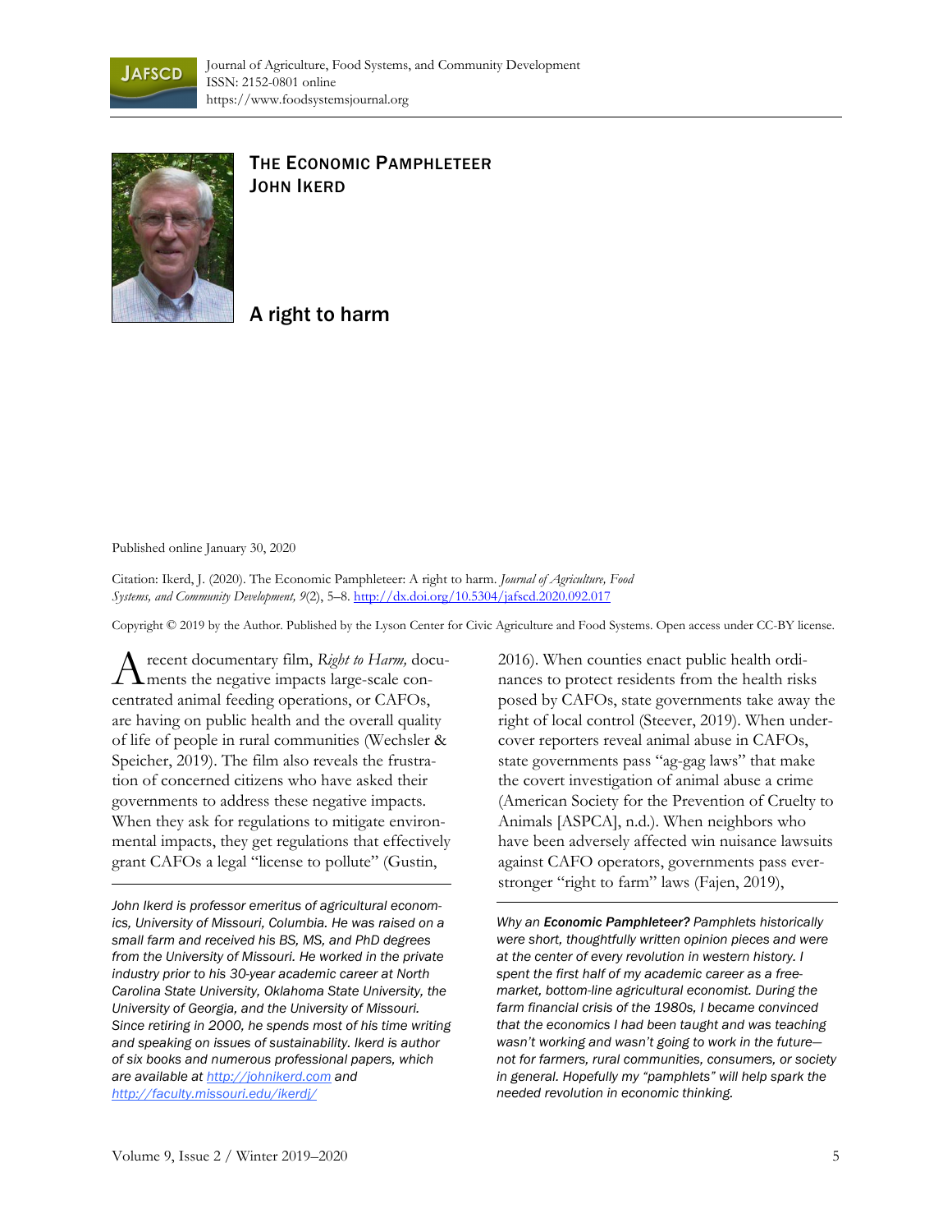# The Economic Pamphleteer
## John Ikerd

# A right to harm

Published online January 30, 2020

Citation: Ikerd, J. (2020). The Economic Pamphleteer: A right to harm. *Journal of Agriculture, Food Systems, and Community Development, 9*(2), 5–8. http://dx.doi.org/10.5304/jafscd.2020.092.017

Copyright © 2019 by the Author. Published by the Lyson Center for Civic Agriculture and Food Systems. Open access under CC-BY license.

A recent documentary film, *Right to Harm,* documents the negative impacts large-scale concentrated animal feeding operations, or CAFOs, are having on public health and the overall quality of life of people in rural communities (Wechsler & Speicher, 2019). The film also reveals the frustration of concerned citizens who have asked their governments to address these negative impacts. When they ask for regulations to mitigate environmental impacts, they get regulations that effectively grant CAFOs a legal "license to pollute" (Gustin, 2016). When counties enact public health ordinances to protect residents from the health risks posed by CAFOs, state governments take away the right of local control (Steever, 2019). When undercover reporters reveal animal abuse in CAFOs, state governments pass "ag-gag laws" that make the covert investigation of animal abuse a crime (American Society for the Prevention of Cruelty to Animals [ASPCA], n.d.). When neighbors who have been adversely affected win nuisance lawsuits against CAFO operators, governments pass ever-stronger "right to farm" laws (Fajen, 2019),

*John Ikerd is professor emeritus of agricultural economics, University of Missouri, Columbia. He was raised on a small farm and received his BS, MS, and PhD degrees from the University of Missouri. He worked in the private industry prior to his 30-year academic career at North Carolina State University, Oklahoma State University, the University of Georgia, and the University of Missouri. Since retiring in 2000, he spends most of his time writing and speaking on issues of sustainability. Ikerd is author of six books and numerous professional papers, which are available at http://johnikerd.com and http://faculty.missouri.edu/ikerdj/*

*Why an **Economic Pamphleteer?** Pamphlets historically were short, thoughtfully written opinion pieces and were at the center of every revolution in western history. I spent the first half of my academic career as a free-market, bottom-line agricultural economist. During the farm financial crisis of the 1980s, I became convinced that the economics I had been taught and was teaching wasn't working and wasn't going to work in the future—not for farmers, rural communities, consumers, or society in general. Hopefully my "pamphlets" will help spark the needed revolution in economic thinking.*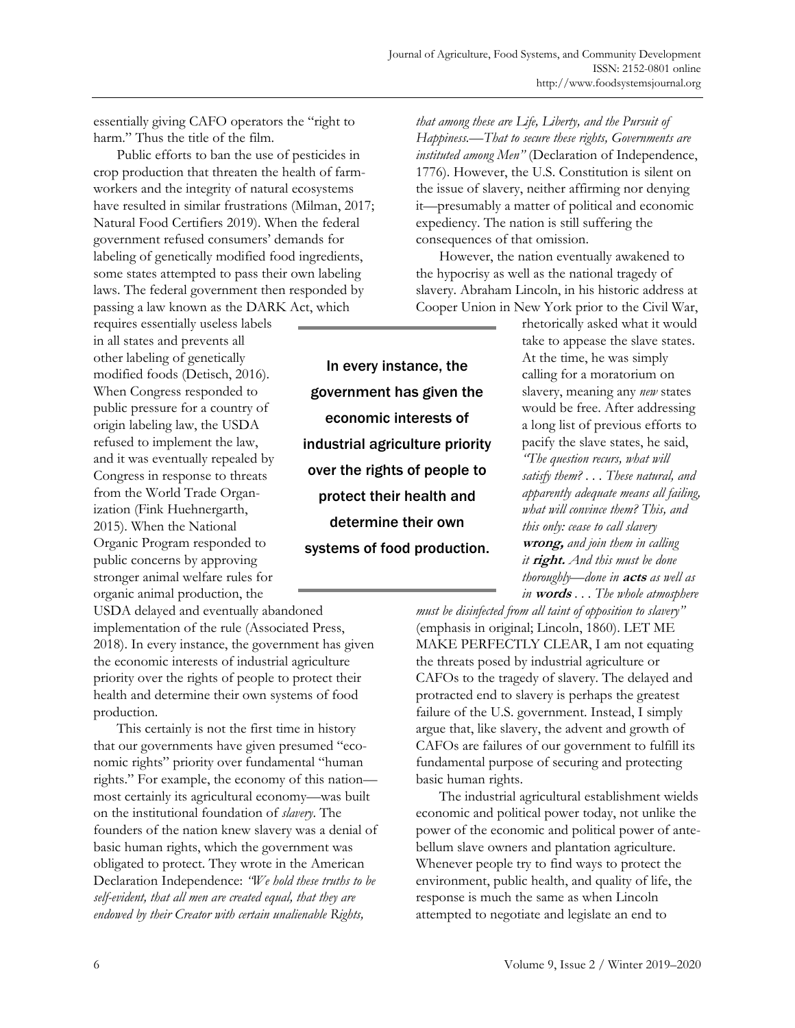essentially giving CAFO operators the "right to harm." Thus the title of the film.

Public efforts to ban the use of pesticides in crop production that threaten the health of farmworkers and the integrity of natural ecosystems have resulted in similar frustrations (Milman, 2017; Natural Food Certifiers 2019). When the federal government refused consumers' demands for labeling of genetically modified food ingredients, some states attempted to pass their own labeling laws. The federal government then responded by passing a law known as the DARK Act, which requires essentially useless labels in all states and prevents all other labeling of genetically modified foods (Detisch, 2016). When Congress responded to public pressure for a country of origin labeling law, the USDA refused to implement the law, and it was eventually repealed by Congress in response to threats from the World Trade Organization (Fink Huehnergarth, 2015). When the National Organic Program responded to public concerns by approving stronger animal welfare rules for organic animal production, the USDA delayed and eventually abandoned implementation of the rule (Associated Press, 2018). In every instance, the government has given the economic interests of industrial agriculture priority over the rights of people to protect their health and determine their own systems of food production.

> In every instance, the government has given the economic interests of industrial agriculture priority over the rights of people to protect their health and determine their own systems of food production.

This certainly is not the first time in history that our governments have given presumed "economic rights" priority over fundamental "human rights." For example, the economy of this nation—most certainly its agricultural economy—was built on the institutional foundation of *slavery*. The founders of the nation knew slavery was a denial of basic human rights, which the government was obligated to protect. They wrote in the American Declaration Independence: *"We hold these truths to be self-evident, that all men are created equal, that they are endowed by their Creator with certain unalienable Rights, that among these are Life, Liberty, and the Pursuit of Happiness.—That to secure these rights, Governments are instituted among Men"* (Declaration of Independence, 1776). However, the U.S. Constitution is silent on the issue of slavery, neither affirming nor denying it—presumably a matter of political and economic expediency. The nation is still suffering the consequences of that omission.

However, the nation eventually awakened to the hypocrisy as well as the national tragedy of slavery. Abraham Lincoln, in his historic address at Cooper Union in New York prior to the Civil War, rhetorically asked what it would take to appease the slave states. At the time, he was simply calling for a moratorium on slavery, meaning any *new* states would be free. After addressing a long list of previous efforts to pacify the slave states, he said, *"The question recurs, what will satisfy them? . . . These natural, and apparently adequate means all failing, what will convince them? This, and this only: cease to call slavery* ***wrong,*** *and join them in calling it* ***right.*** *And this must be done thoroughly—done in* ***acts*** *as well as in* ***words*** *. . . The whole atmosphere must be disinfected from all taint of opposition to slavery"* (emphasis in original; Lincoln, 1860). LET ME MAKE PERFECTLY CLEAR, I am not equating the threats posed by industrial agriculture or CAFOs to the tragedy of slavery. The delayed and protracted end to slavery is perhaps the greatest failure of the U.S. government. Instead, I simply argue that, like slavery, the advent and growth of CAFOs are failures of our government to fulfill its fundamental purpose of securing and protecting basic human rights.

The industrial agricultural establishment wields economic and political power today, not unlike the power of the economic and political power of antebellum slave owners and plantation agriculture. Whenever people try to find ways to protect the environment, public health, and quality of life, the response is much the same as when Lincoln attempted to negotiate and legislate an end to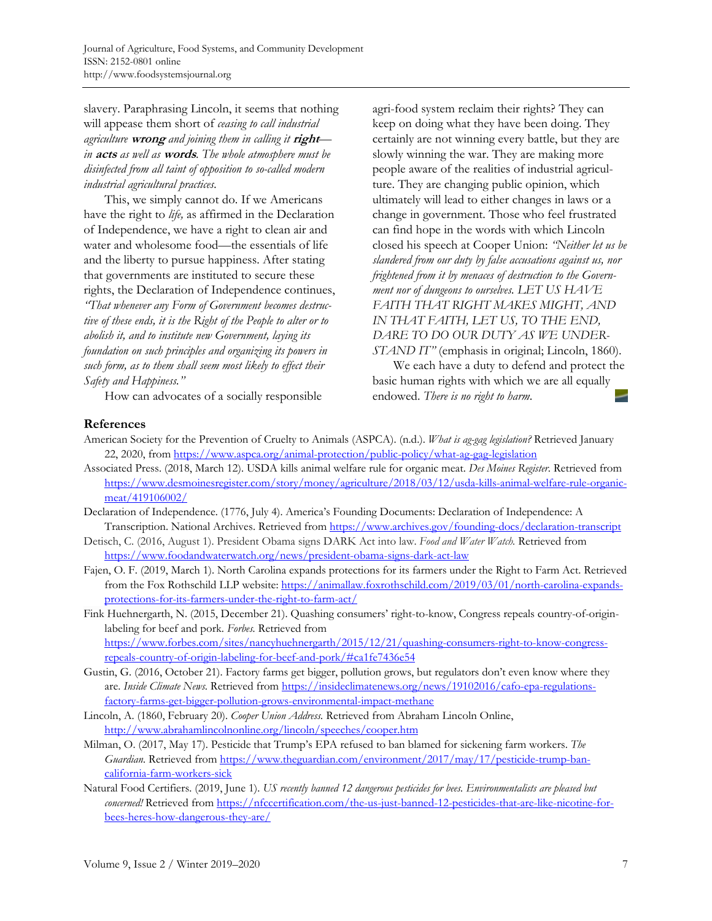slavery. Paraphrasing Lincoln, it seems that nothing will appease them short of *ceasing to call industrial agriculture* ***wrong*** *and joining them in calling it* ***right***—*in* ***acts*** *as well as* ***words****. The whole atmosphere must be disinfected from all taint of opposition to so-called modern industrial agricultural practices.*

This, we simply cannot do. If we Americans have the right to *life,* as affirmed in the Declaration of Independence, we have a right to clean air and water and wholesome food—the essentials of life and the liberty to pursue happiness. After stating that governments are instituted to secure these rights, the Declaration of Independence continues, *"That whenever any Form of Government becomes destructive of these ends, it is the Right of the People to alter or to abolish it, and to institute new Government, laying its foundation on such principles and organizing its powers in such form, as to them shall seem most likely to effect their Safety and Happiness."*

How can advocates of a socially responsible agri-food system reclaim their rights? They can keep on doing what they have been doing. They certainly are not winning every battle, but they are slowly winning the war. They are making more people aware of the realities of industrial agriculture. They are changing public opinion, which ultimately will lead to either changes in laws or a change in government. Those who feel frustrated can find hope in the words with which Lincoln closed his speech at Cooper Union: *"Neither let us be slandered from our duty by false accusations against us, nor frightened from it by menaces of destruction to the Government nor of dungeons to ourselves. LET US HAVE FAITH THAT RIGHT MAKES MIGHT, AND IN THAT FAITH, LET US, TO THE END, DARE TO DO OUR DUTY AS WE UNDERSTAND IT"* (emphasis in original; Lincoln, 1860).

We each have a duty to defend and protect the basic human rights with which we are all equally endowed. *There is no right to harm.*

## References

American Society for the Prevention of Cruelty to Animals (ASPCA). (n.d.). *What is ag-gag legislation?* Retrieved January 22, 2020, from https://www.aspca.org/animal-protection/public-policy/what-ag-gag-legislation

Associated Press. (2018, March 12). USDA kills animal welfare rule for organic meat. *Des Moines Register.* Retrieved from https://www.desmoinesregister.com/story/money/agriculture/2018/03/12/usda-kills-animal-welfare-rule-organic-meat/419106002/

Declaration of Independence. (1776, July 4). America's Founding Documents: Declaration of Independence: A Transcription. National Archives. Retrieved from https://www.archives.gov/founding-docs/declaration-transcript

Detisch, C. (2016, August 1). President Obama signs DARK Act into law. *Food and Water Watch.* Retrieved from https://www.foodandwaterwatch.org/news/president-obama-signs-dark-act-law

Fajen, O. F. (2019, March 1). North Carolina expands protections for its farmers under the Right to Farm Act. Retrieved from the Fox Rothschild LLP website: https://animallaw.foxrothschild.com/2019/03/01/north-carolina-expands-protections-for-its-farmers-under-the-right-to-farm-act/

Fink Huehnergarth, N. (2015, December 21). Quashing consumers' right-to-know, Congress repeals country-of-origin-labeling for beef and pork. *Forbes.* Retrieved from https://www.forbes.com/sites/nancyhuehnergarth/2015/12/21/quashing-consumers-right-to-know-congress-repeals-country-of-origin-labeling-for-beef-and-pork/#ca1fe7436e54

Gustin, G. (2016, October 21). Factory farms get bigger, pollution grows, but regulators don't even know where they are. *Inside Climate News.* Retrieved from https://insideclimatenews.org/news/19102016/cafo-epa-regulations-factory-farms-get-bigger-pollution-grows-environmental-impact-methane

Lincoln, A. (1860, February 20). *Cooper Union Address.* Retrieved from Abraham Lincoln Online, http://www.abrahamlincolnonline.org/lincoln/speeches/cooper.htm

Milman, O. (2017, May 17). Pesticide that Trump's EPA refused to ban blamed for sickening farm workers. *The Guardian.* Retrieved from https://www.theguardian.com/environment/2017/may/17/pesticide-trump-ban-california-farm-workers-sick

Natural Food Certifiers. (2019, June 1). *US recently banned 12 dangerous pesticides for bees. Environmentalists are pleased but concerned!* Retrieved from https://nfccertification.com/the-us-just-banned-12-pesticides-that-are-like-nicotine-for-bees-heres-how-dangerous-they-are/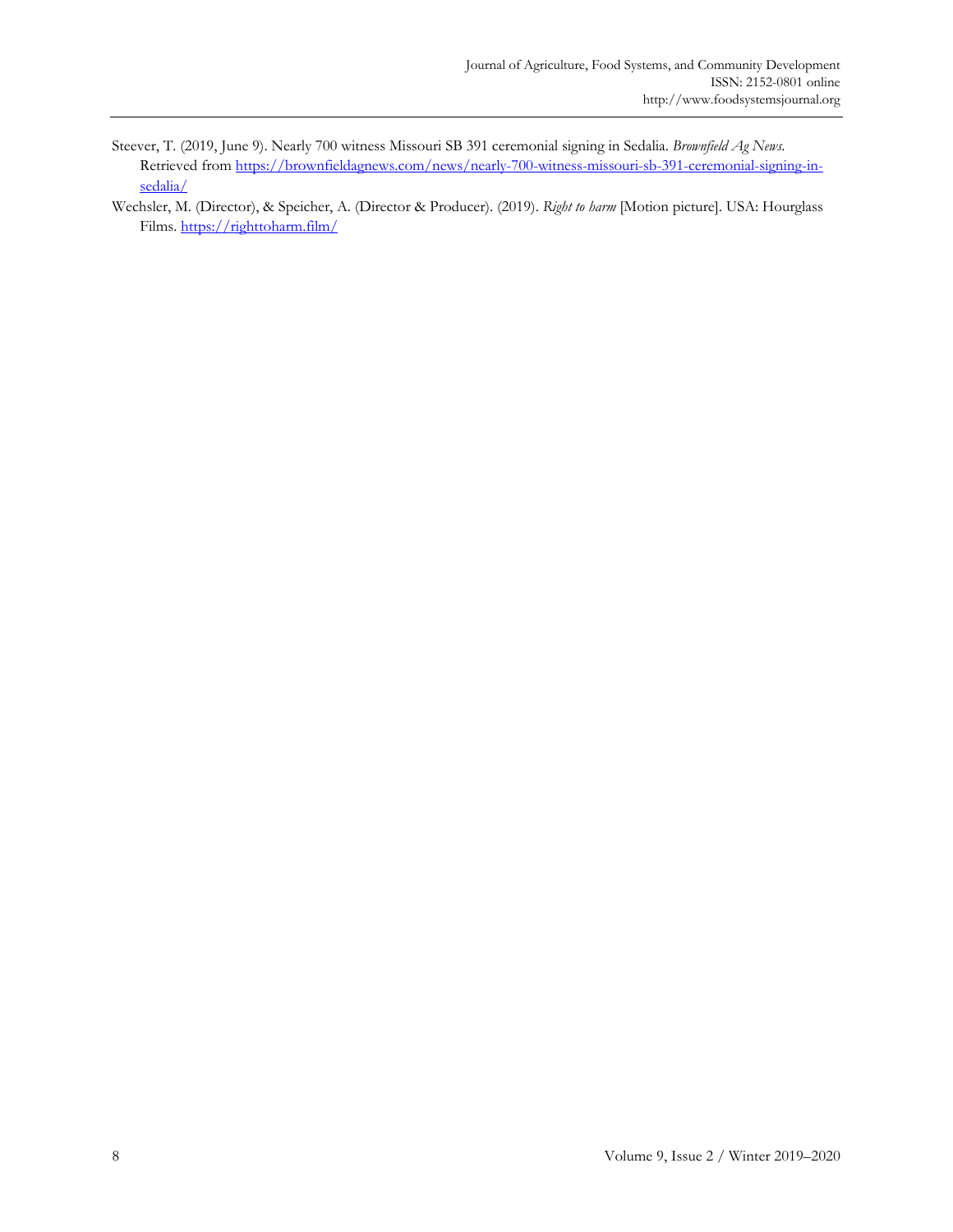Steever, T. (2019, June 9). Nearly 700 witness Missouri SB 391 ceremonial signing in Sedalia. *Brownfield Ag News*. Retrieved from https://brownfieldagnews.com/news/nearly-700-witness-missouri-sb-391-ceremonial-signing-in-sedalia/

Wechsler, M. (Director), & Speicher, A. (Director & Producer). (2019). *Right to harm* [Motion picture]. USA: Hourglass Films. https://righttoharm.film/